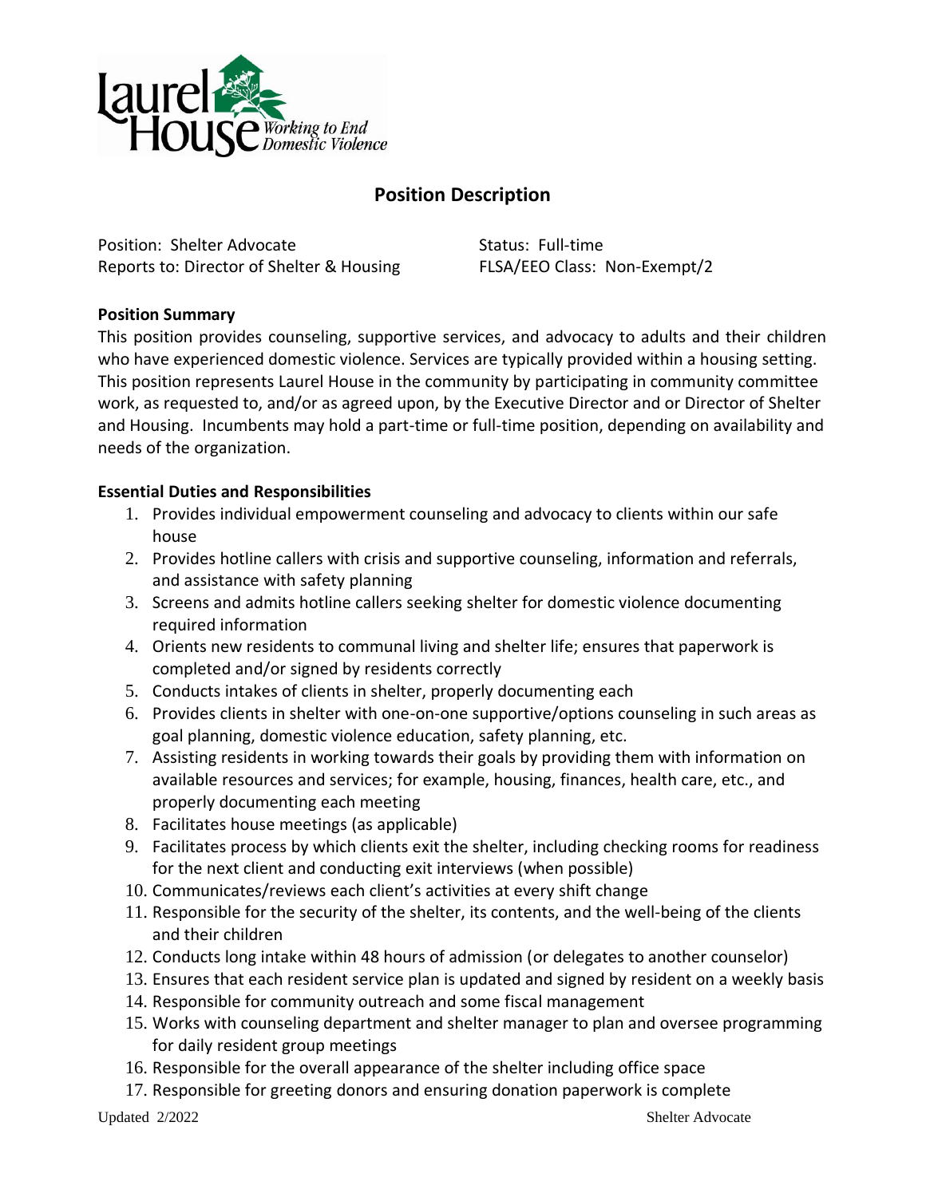Laurel House *Working to End Domestic Violence*

# Position Description

Position: Shelter Advocate
Reports to: Director of Shelter & Housing

Status: Full-time
FLSA/EEO Class: Non-Exempt/2

**Position Summary**

This position provides counseling, supportive services, and advocacy to adults and their children who have experienced domestic violence. Services are typically provided within a housing setting. This position represents Laurel House in the community by participating in community committee work, as requested to, and/or as agreed upon, by the Executive Director and or Director of Shelter and Housing. Incumbents may hold a part-time or full-time position, depending on availability and needs of the organization.

**Essential Duties and Responsibilities**

1. Provides individual empowerment counseling and advocacy to clients within our safe house
2. Provides hotline callers with crisis and supportive counseling, information and referrals, and assistance with safety planning
3. Screens and admits hotline callers seeking shelter for domestic violence documenting required information
4. Orients new residents to communal living and shelter life; ensures that paperwork is completed and/or signed by residents correctly
5. Conducts intakes of clients in shelter, properly documenting each
6. Provides clients in shelter with one-on-one supportive/options counseling in such areas as goal planning, domestic violence education, safety planning, etc.
7. Assisting residents in working towards their goals by providing them with information on available resources and services; for example, housing, finances, health care, etc., and properly documenting each meeting
8. Facilitates house meetings (as applicable)
9. Facilitates process by which clients exit the shelter, including checking rooms for readiness for the next client and conducting exit interviews (when possible)
10. Communicates/reviews each client's activities at every shift change
11. Responsible for the security of the shelter, its contents, and the well-being of the clients and their children
12. Conducts long intake within 48 hours of admission (or delegates to another counselor)
13. Ensures that each resident service plan is updated and signed by resident on a weekly basis
14. Responsible for community outreach and some fiscal management
15. Works with counseling department and shelter manager to plan and oversee programming for daily resident group meetings
16. Responsible for the overall appearance of the shelter including office space
17. Responsible for greeting donors and ensuring donation paperwork is complete

Updated 2/2022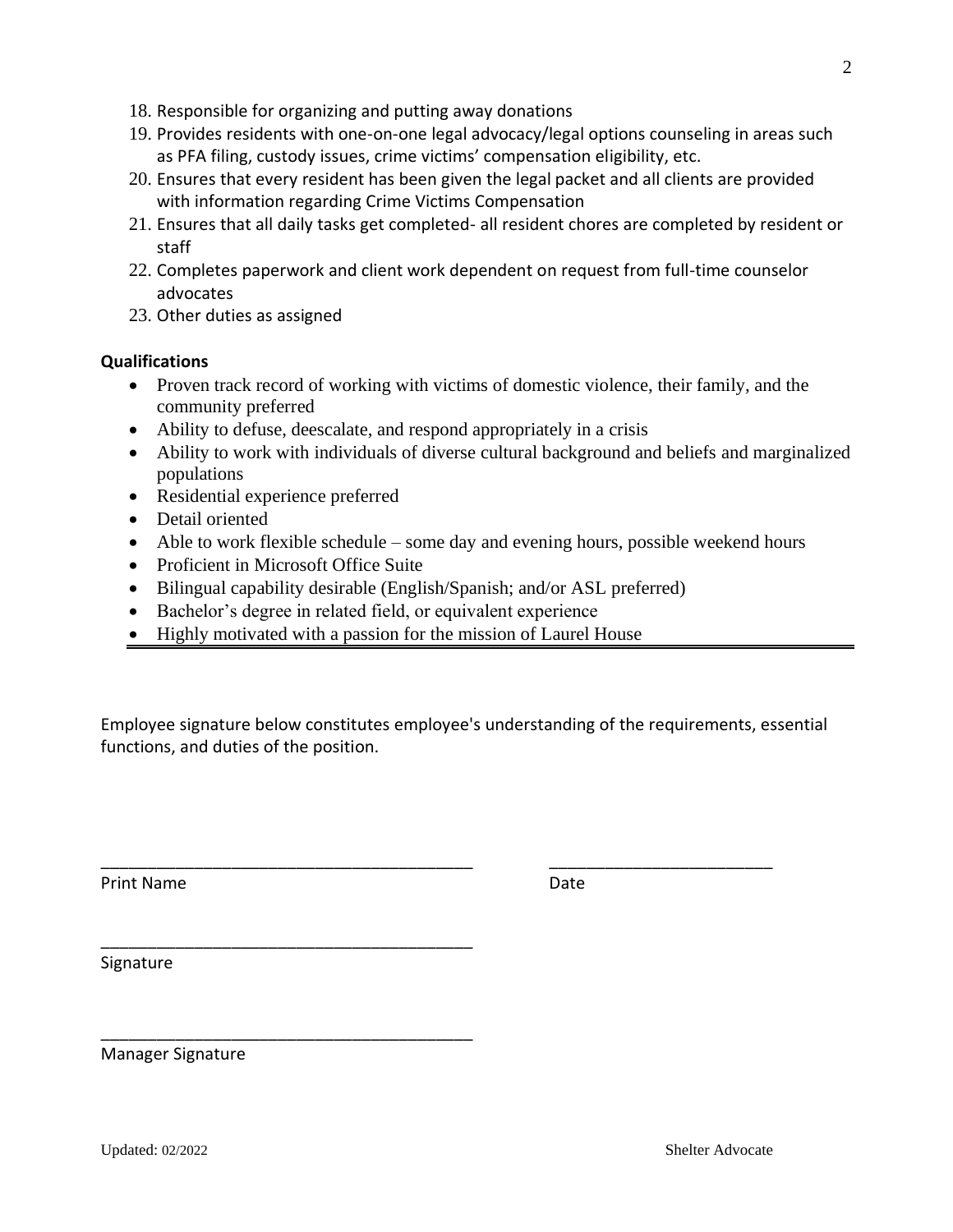18. Responsible for organizing and putting away donations
19. Provides residents with one-on-one legal advocacy/legal options counseling in areas such as PFA filing, custody issues, crime victims' compensation eligibility, etc.
20. Ensures that every resident has been given the legal packet and all clients are provided with information regarding Crime Victims Compensation
21. Ensures that all daily tasks get completed- all resident chores are completed by resident or staff
22. Completes paperwork and client work dependent on request from full-time counselor advocates
23. Other duties as assigned

**Qualifications**

- Proven track record of working with victims of domestic violence, their family, and the community preferred
- Ability to defuse, deescalate, and respond appropriately in a crisis
- Ability to work with individuals of diverse cultural background and beliefs and marginalized populations
- Residential experience preferred
- Detail oriented
- Able to work flexible schedule – some day and evening hours, possible weekend hours
- Proficient in Microsoft Office Suite
- Bilingual capability desirable (English/Spanish; and/or ASL preferred)
- Bachelor's degree in related field, or equivalent experience
- Highly motivated with a passion for the mission of Laurel House

---

Employee signature below constitutes employee's understanding of the requirements, essential functions, and duties of the position.

_________________________________________ ________________________

Print Name Date

_________________________________________

Signature

_________________________________________

Manager Signature

Updated: 02/2022 Shelter Advocate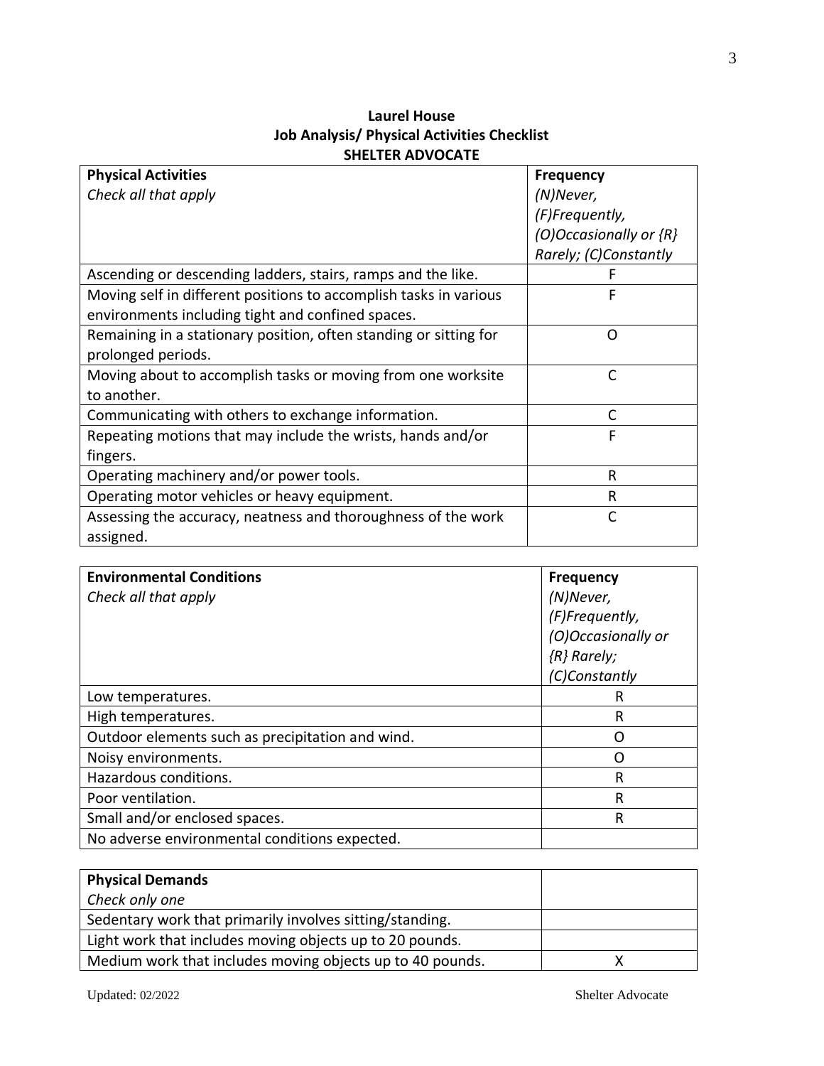**Laurel House**
**Job Analysis/ Physical Activities Checklist**
**SHELTER ADVOCATE**

| **Physical Activities**<br>*Check all that apply* | **Frequency**<br>*(N)Never, (F)Frequently, (O)Occasionally or {R} Rarely; (C)Constantly* |
|---|---|
| Ascending or descending ladders, stairs, ramps and the like. | F |
| Moving self in different positions to accomplish tasks in various environments including tight and confined spaces. | F |
| Remaining in a stationary position, often standing or sitting for prolonged periods. | O |
| Moving about to accomplish tasks or moving from one worksite to another. | C |
| Communicating with others to exchange information. | C |
| Repeating motions that may include the wrists, hands and/or fingers. | F |
| Operating machinery and/or power tools. | R |
| Operating motor vehicles or heavy equipment. | R |
| Assessing the accuracy, neatness and thoroughness of the work assigned. | C |

| **Environmental Conditions**<br>*Check all that apply* | **Frequency**<br>*(N)Never, (F)Frequently, (O)Occasionally or {R} Rarely; (C)Constantly* |
|---|---|
| Low temperatures. | R |
| High temperatures. | R |
| Outdoor elements such as precipitation and wind. | O |
| Noisy environments. | O |
| Hazardous conditions. | R |
| Poor ventilation. | R |
| Small and/or enclosed spaces. | R |
| No adverse environmental conditions expected. | |

| **Physical Demands**<br>*Check only one* | |
|---|---|
| Sedentary work that primarily involves sitting/standing. | |
| Light work that includes moving objects up to 20 pounds. | |
| Medium work that includes moving objects up to 40 pounds. | X |

Updated: 02/2022 Shelter Advocate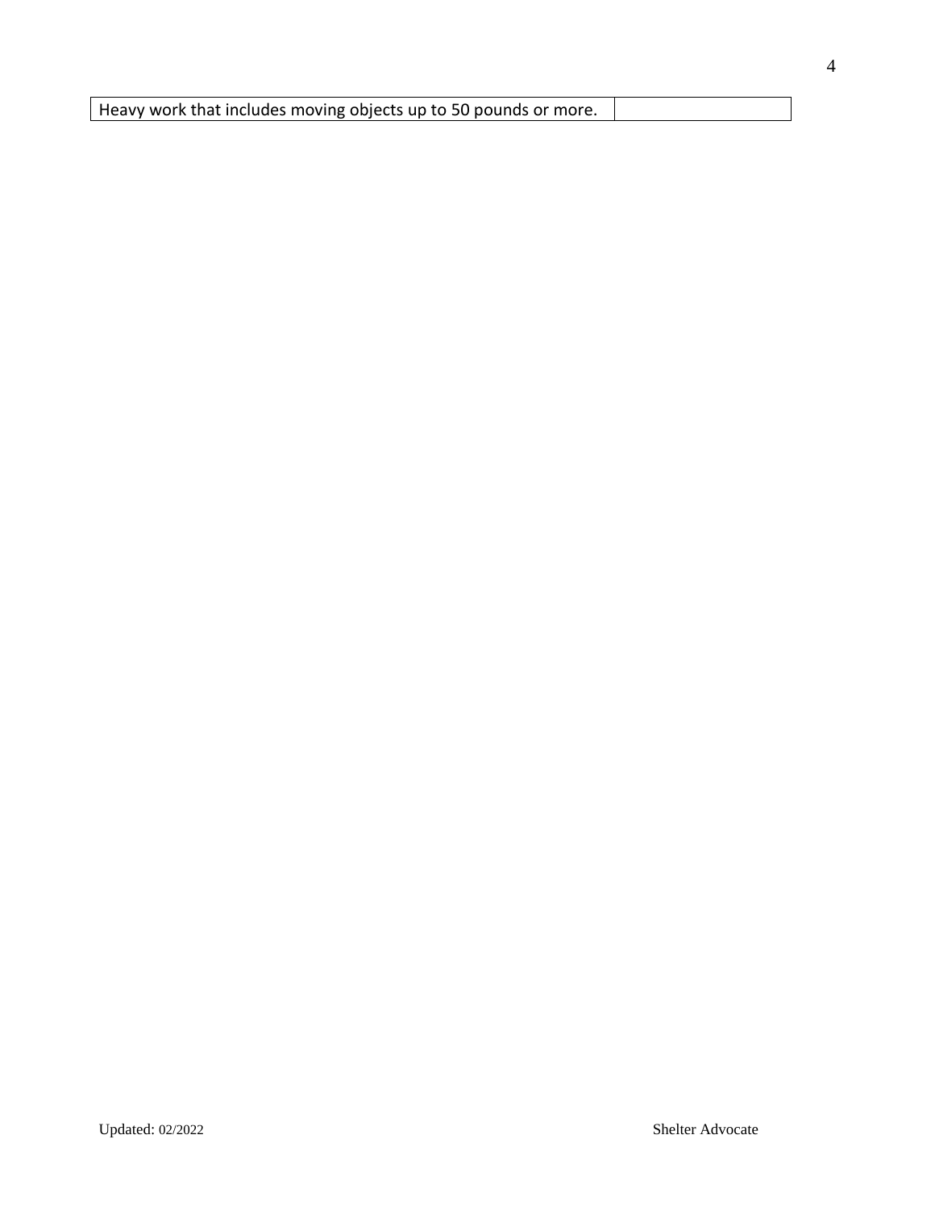| | |
|---|---|
| Heavy work that includes moving objects up to 50 pounds or more. | |